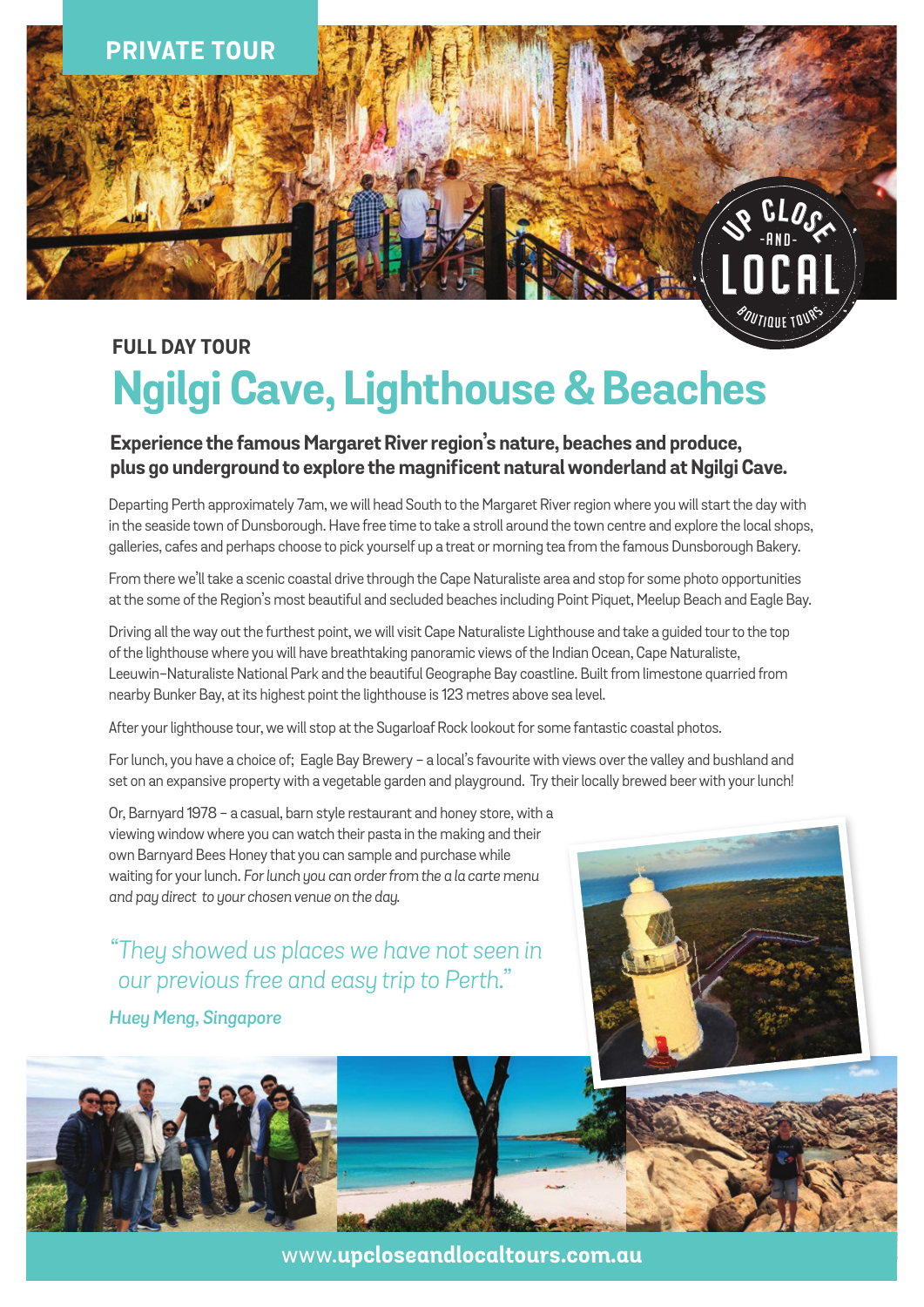PRIVATE TOUR

UP CLOSE -AND- LOCAL BOUTIQUE TOURS

**FULL DAY TOUR**

# Ngilgi Cave, Lighthouse & Beaches

**Experience the famous Margaret River region's nature, beaches and produce, plus go underground to explore the magnificent natural wonderland at Ngilgi Cave.**

Departing Perth approximately 7am, we will head South to the Margaret River region where you will start the day with in the seaside town of Dunsborough. Have free time to take a stroll around the town centre and explore the local shops, galleries, cafes and perhaps choose to pick yourself up a treat or morning tea from the famous Dunsborough Bakery.

From there we'll take a scenic coastal drive through the Cape Naturaliste area and stop for some photo opportunities at the some of the Region's most beautiful and secluded beaches including Point Piquet, Meelup Beach and Eagle Bay.

Driving all the way out the furthest point, we will visit Cape Naturaliste Lighthouse and take a guided tour to the top of the lighthouse where you will have breathtaking panoramic views of the Indian Ocean, Cape Naturaliste, Leeuwin–Naturaliste National Park and the beautiful Geographe Bay coastline. Built from limestone quarried from nearby Bunker Bay, at its highest point the lighthouse is 123 metres above sea level.

After your lighthouse tour, we will stop at the Sugarloaf Rock lookout for some fantastic coastal photos.

For lunch, you have a choice of; Eagle Bay Brewery – a local's favourite with views over the valley and bushland and set on an expansive property with a vegetable garden and playground. Try their locally brewed beer with your lunch!

Or, Barnyard 1978 – a casual, barn style restaurant and honey store, with a viewing window where you can watch their pasta in the making and their own Barnyard Bees Honey that you can sample and purchase while waiting for your lunch. *For lunch you can order from the a la carte menu and pay direct to your chosen venue on the day.*

*"They showed us places we have not seen in our previous free and easy trip to Perth."*

***Huey Meng, Singapore***

www.**upcloseandlocaltours.com.au**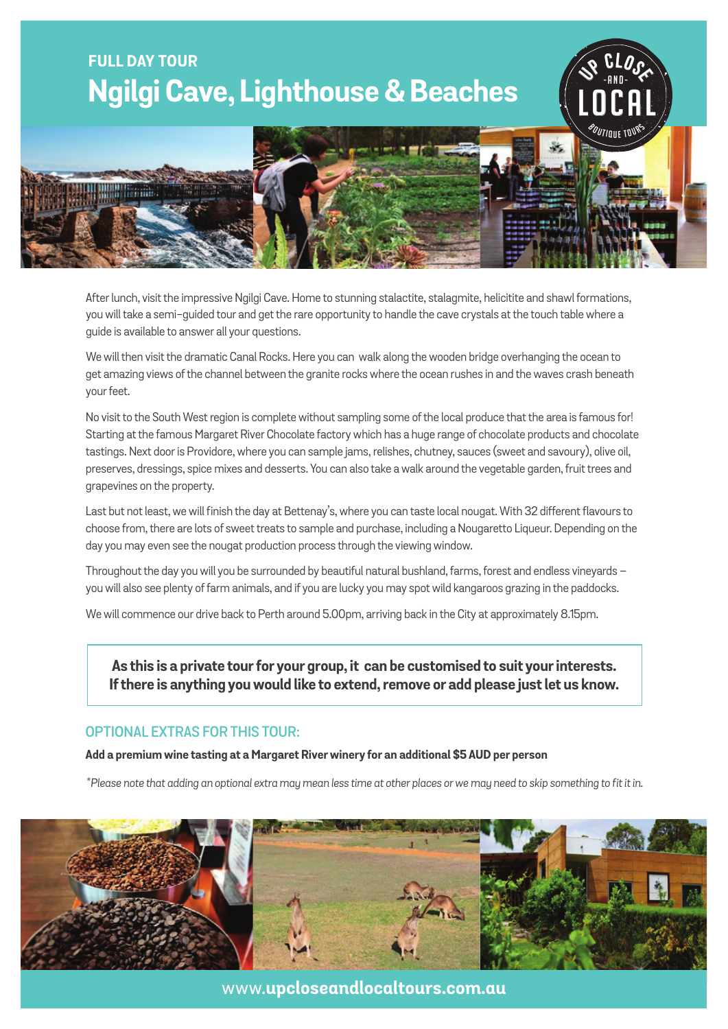## FULL DAY TOUR

# Ngilgi Cave, Lighthouse & Beaches

After lunch, visit the impressive Ngilgi Cave. Home to stunning stalactite, stalagmite, helicitite and shawl formations, you will take a semi–guided tour and get the rare opportunity to handle the cave crystals at the touch table where a guide is available to answer all your questions.

We will then visit the dramatic Canal Rocks. Here you can walk along the wooden bridge overhanging the ocean to get amazing views of the channel between the granite rocks where the ocean rushes in and the waves crash beneath your feet.

No visit to the South West region is complete without sampling some of the local produce that the area is famous for! Starting at the famous Margaret River Chocolate factory which has a huge range of chocolate products and chocolate tastings. Next door is Providore, where you can sample jams, relishes, chutney, sauces (sweet and savoury), olive oil, preserves, dressings, spice mixes and desserts. You can also take a walk around the vegetable garden, fruit trees and grapevines on the property.

Last but not least, we will finish the day at Bettenay's, where you can taste local nougat. With 32 different flavours to choose from, there are lots of sweet treats to sample and purchase, including a Nougaretto Liqueur. Depending on the day you may even see the nougat production process through the viewing window.

Throughout the day you will you be surrounded by beautiful natural bushland, farms, forest and endless vineyards – you will also see plenty of farm animals, and if you are lucky you may spot wild kangaroos grazing in the paddocks.

We will commence our drive back to Perth around 5.00pm, arriving back in the City at approximately 8.15pm.

**As this is a private tour for your group, it can be customised to suit your interests. If there is anything you would like to extend, remove or add please just let us know.**

### OPTIONAL EXTRAS FOR THIS TOUR:

**Add a premium wine tasting at a Margaret River winery for an additional $5 AUD per person**

*\*Please note that adding an optional extra may mean less time at other places or we may need to skip something to fit it in.*

www.**upcloseandlocaltours.com.au**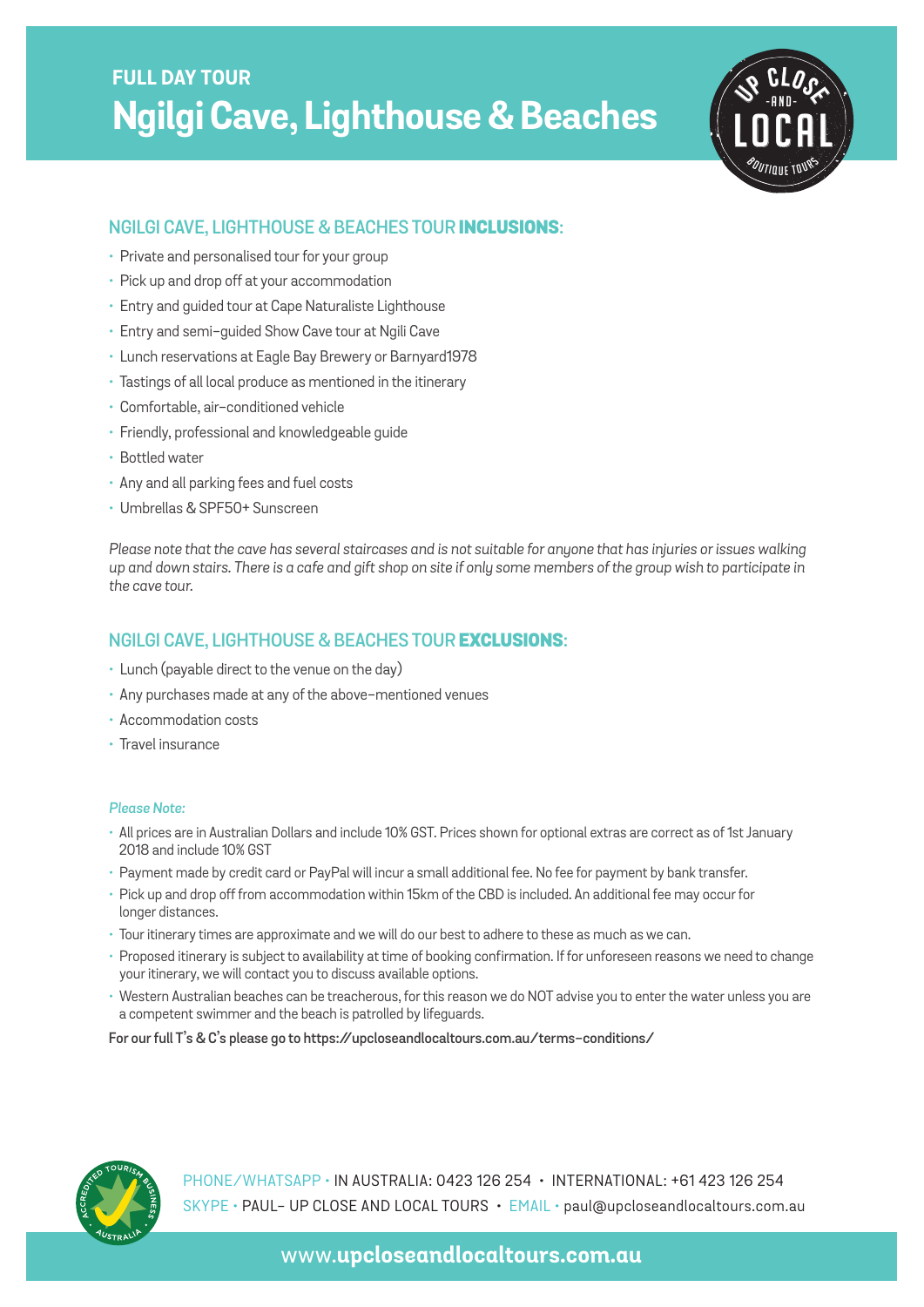## FULL DAY TOUR

# Ngilgi Cave, Lighthouse & Beaches

### NGILGI CAVE, LIGHTHOUSE & BEACHES TOUR **INCLUSIONS**:

- Private and personalised tour for your group
- Pick up and drop off at your accommodation
- Entry and guided tour at Cape Naturaliste Lighthouse
- Entry and semi-guided Show Cave tour at Ngili Cave
- Lunch reservations at Eagle Bay Brewery or Barnyard1978
- Tastings of all local produce as mentioned in the itinerary
- Comfortable, air-conditioned vehicle
- Friendly, professional and knowledgeable guide
- Bottled water
- Any and all parking fees and fuel costs
- Umbrellas & SPF50+ Sunscreen

*Please note that the cave has several staircases and is not suitable for anyone that has injuries or issues walking up and down stairs. There is a cafe and gift shop on site if only some members of the group wish to participate in the cave tour.*

### NGILGI CAVE, LIGHTHOUSE & BEACHES TOUR **EXCLUSIONS**:

- Lunch (payable direct to the venue on the day)
- Any purchases made at any of the above-mentioned venues
- Accommodation costs
- Travel insurance

***Please Note:***

- All prices are in Australian Dollars and include 10% GST. Prices shown for optional extras are correct as of 1st January 2018 and include 10% GST
- Payment made by credit card or PayPal will incur a small additional fee. No fee for payment by bank transfer.
- Pick up and drop off from accommodation within 15km of the CBD is included. An additional fee may occur for longer distances.
- Tour itinerary times are approximate and we will do our best to adhere to these as much as we can.
- Proposed itinerary is subject to availability at time of booking confirmation. If for unforeseen reasons we need to change your itinerary, we will contact you to discuss available options.
- Western Australian beaches can be treacherous, for this reason we do NOT advise you to enter the water unless you are a competent swimmer and the beach is patrolled by lifeguards.

**For our full T's & C's please go to https://upcloseandlocaltours.com.au/terms-conditions/**

PHONE/WHATSAPP • IN AUSTRALIA: 0423 126 254 • INTERNATIONAL: +61 423 126 254
SKYPE • PAUL- UP CLOSE AND LOCAL TOURS • EMAIL • paul@upcloseandlocaltours.com.au

www.**upcloseandlocaltours.com.au**